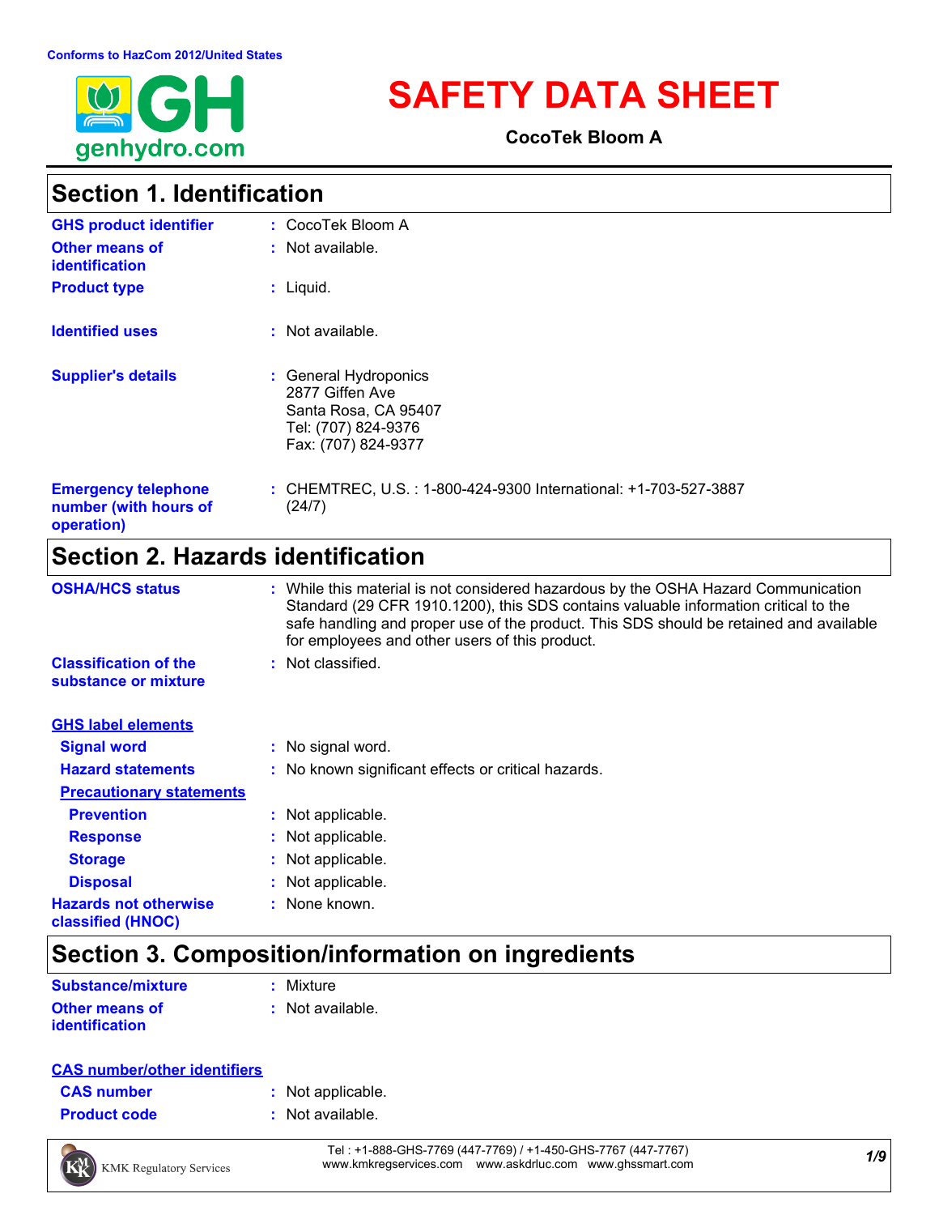Conforms to HazCom 2012/United States

# SAFETY DATA SHEET

**CocoTek Bloom A**

## Section 1. Identification

| | |
|---|---|
| **GHS product identifier** | : CocoTek Bloom A |
| **Other means of identification** | : Not available. |
| **Product type** | : Liquid. |
| **Identified uses** | : Not available. |
| **Supplier's details** | : General Hydroponics<br>2877 Giffen Ave<br>Santa Rosa, CA 95407<br>Tel: (707) 824-9376<br>Fax: (707) 824-9377 |
| **Emergency telephone number (with hours of operation)** | : CHEMTREC, U.S. : 1-800-424-9300 International: +1-703-527-3887 (24/7) |

## Section 2. Hazards identification

| | |
|---|---|
| **OSHA/HCS status** | : While this material is not considered hazardous by the OSHA Hazard Communication Standard (29 CFR 1910.1200), this SDS contains valuable information critical to the safe handling and proper use of the product. This SDS should be retained and available for employees and other users of this product. |
| **Classification of the substance or mixture** | : Not classified. |

**GHS label elements**

| | |
|---|---|
| **Signal word** | : No signal word. |
| **Hazard statements** | : No known significant effects or critical hazards. |

**Precautionary statements**

| | |
|---|---|
| **Prevention** | : Not applicable. |
| **Response** | : Not applicable. |
| **Storage** | : Not applicable. |
| **Disposal** | : Not applicable. |
| **Hazards not otherwise classified (HNOC)** | : None known. |

## Section 3. Composition/information on ingredients

| | |
|---|---|
| **Substance/mixture** | : Mixture |
| **Other means of identification** | : Not available. |

**CAS number/other identifiers**

| | |
|---|---|
| **CAS number** | : Not applicable. |
| **Product code** | : Not available. |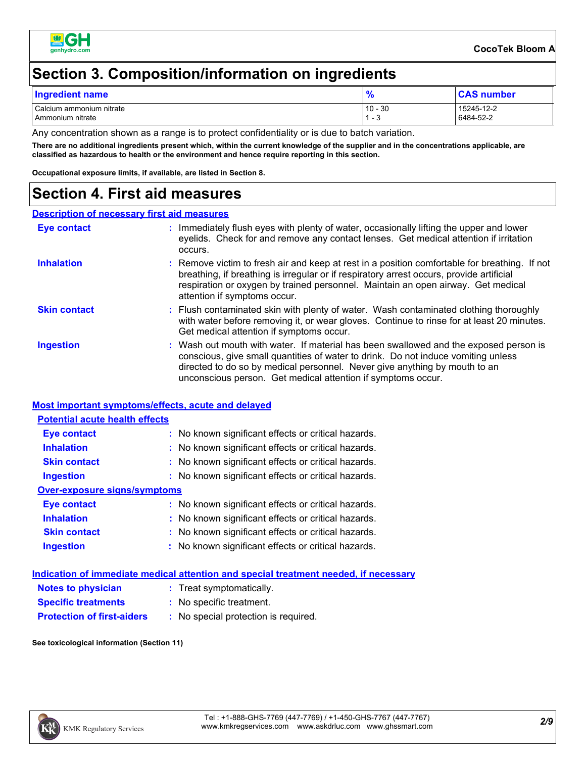# Section 3. Composition/information on ingredients

| Ingredient name | % | CAS number |
|---|---|---|
| Calcium ammonium nitrate | 10 - 30 | 15245-12-2 |
| Ammonium nitrate | 1 - 3 | 6484-52-2 |

Any concentration shown as a range is to protect confidentiality or is due to batch variation.

**There are no additional ingredients present which, within the current knowledge of the supplier and in the concentrations applicable, are classified as hazardous to health or the environment and hence require reporting in this section.**

**Occupational exposure limits, if available, are listed in Section 8.**

# Section 4. First aid measures

## Description of necessary first aid measures

**Eye contact** : Immediately flush eyes with plenty of water, occasionally lifting the upper and lower eyelids. Check for and remove any contact lenses. Get medical attention if irritation occurs.

**Inhalation** : Remove victim to fresh air and keep at rest in a position comfortable for breathing. If not breathing, if breathing is irregular or if respiratory arrest occurs, provide artificial respiration or oxygen by trained personnel. Maintain an open airway. Get medical attention if symptoms occur.

**Skin contact** : Flush contaminated skin with plenty of water. Wash contaminated clothing thoroughly with water before removing it, or wear gloves. Continue to rinse for at least 20 minutes. Get medical attention if symptoms occur.

**Ingestion** : Wash out mouth with water. If material has been swallowed and the exposed person is conscious, give small quantities of water to drink. Do not induce vomiting unless directed to do so by medical personnel. Never give anything by mouth to an unconscious person. Get medical attention if symptoms occur.

## Most important symptoms/effects, acute and delayed

### Potential acute health effects

**Eye contact** : No known significant effects or critical hazards.

**Inhalation** : No known significant effects or critical hazards.

**Skin contact** : No known significant effects or critical hazards.

**Ingestion** : No known significant effects or critical hazards.

### Over-exposure signs/symptoms

**Eye contact** : No known significant effects or critical hazards.

**Inhalation** : No known significant effects or critical hazards.

**Skin contact** : No known significant effects or critical hazards.

**Ingestion** : No known significant effects or critical hazards.

## Indication of immediate medical attention and special treatment needed, if necessary

**Notes to physician** : Treat symptomatically.

**Specific treatments** : No specific treatment.

**Protection of first-aiders** : No special protection is required.

**See toxicological information (Section 11)**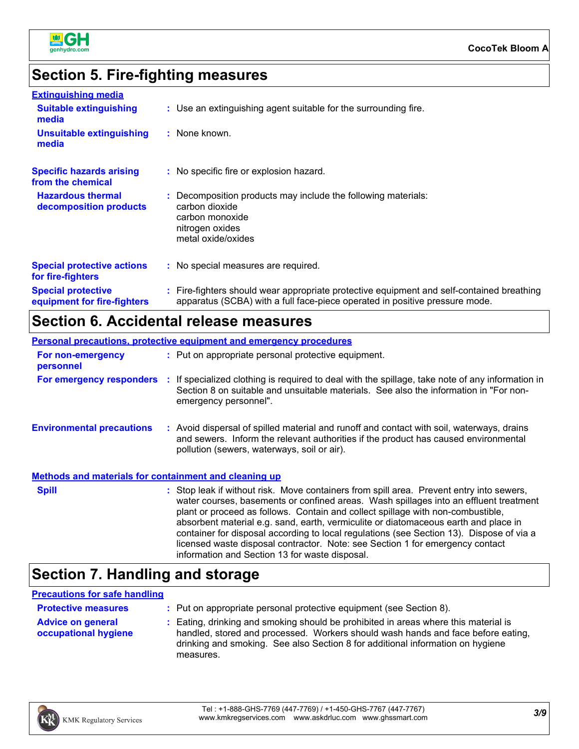## Section 5. Fire-fighting measures

### Extinguishing media

**Suitable extinguishing media** : Use an extinguishing agent suitable for the surrounding fire.

**Unsuitable extinguishing media** : None known.

**Specific hazards arising from the chemical** : No specific fire or explosion hazard.

**Hazardous thermal decomposition products** : Decomposition products may include the following materials:
carbon dioxide
carbon monoxide
nitrogen oxides
metal oxide/oxides

**Special protective actions for fire-fighters** : No special measures are required.

**Special protective equipment for fire-fighters** : Fire-fighters should wear appropriate protective equipment and self-contained breathing apparatus (SCBA) with a full face-piece operated in positive pressure mode.

## Section 6. Accidental release measures

### Personal precautions, protective equipment and emergency procedures

**For non-emergency personnel** : Put on appropriate personal protective equipment.

**For emergency responders** : If specialized clothing is required to deal with the spillage, take note of any information in Section 8 on suitable and unsuitable materials. See also the information in "For non-emergency personnel".

**Environmental precautions** : Avoid dispersal of spilled material and runoff and contact with soil, waterways, drains and sewers. Inform the relevant authorities if the product has caused environmental pollution (sewers, waterways, soil or air).

### Methods and materials for containment and cleaning up

**Spill** : Stop leak if without risk. Move containers from spill area. Prevent entry into sewers, water courses, basements or confined areas. Wash spillages into an effluent treatment plant or proceed as follows. Contain and collect spillage with non-combustible, absorbent material e.g. sand, earth, vermiculite or diatomaceous earth and place in container for disposal according to local regulations (see Section 13). Dispose of via a licensed waste disposal contractor. Note: see Section 1 for emergency contact information and Section 13 for waste disposal.

## Section 7. Handling and storage

### Precautions for safe handling

**Protective measures** : Put on appropriate personal protective equipment (see Section 8).

**Advice on general occupational hygiene** : Eating, drinking and smoking should be prohibited in areas where this material is handled, stored and processed. Workers should wash hands and face before eating, drinking and smoking. See also Section 8 for additional information on hygiene measures.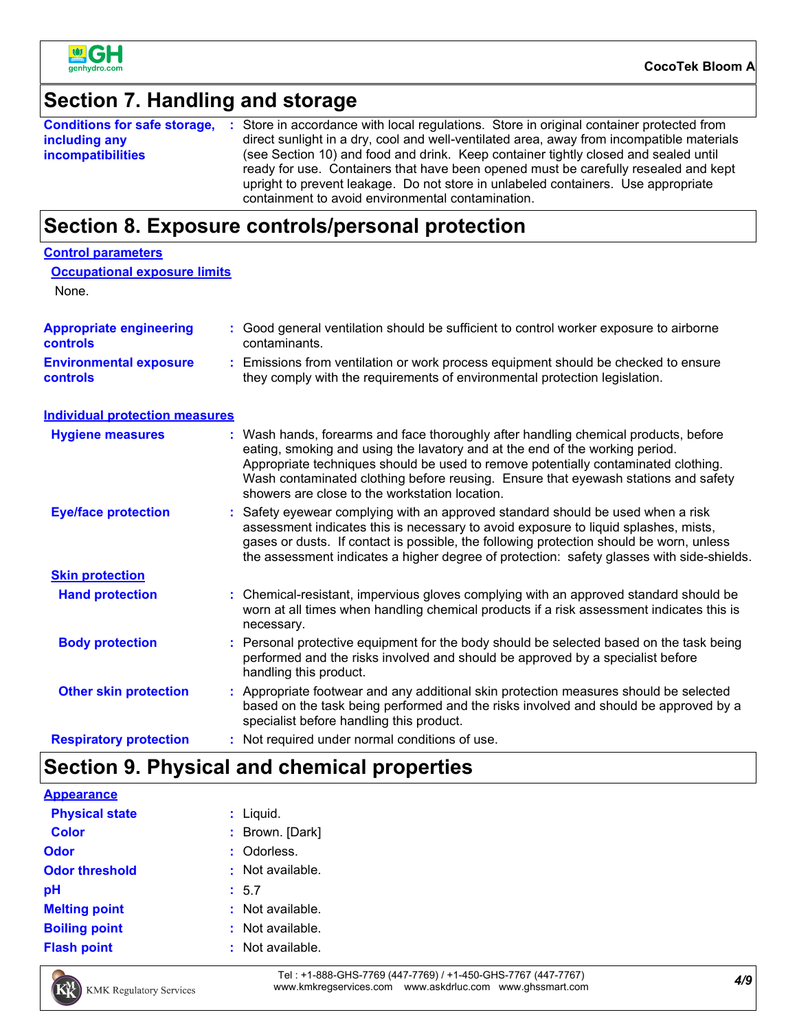## Section 7. Handling and storage

**Conditions for safe storage, including any incompatibilities** : Store in accordance with local regulations. Store in original container protected from direct sunlight in a dry, cool and well-ventilated area, away from incompatible materials (see Section 10) and food and drink. Keep container tightly closed and sealed until ready for use. Containers that have been opened must be carefully resealed and kept upright to prevent leakage. Do not store in unlabeled containers. Use appropriate containment to avoid environmental contamination.

## Section 8. Exposure controls/personal protection

### Control parameters

#### Occupational exposure limits

None.

**Appropriate engineering controls** : Good general ventilation should be sufficient to control worker exposure to airborne contaminants.

**Environmental exposure controls** : Emissions from ventilation or work process equipment should be checked to ensure they comply with the requirements of environmental protection legislation.

### Individual protection measures

**Hygiene measures** : Wash hands, forearms and face thoroughly after handling chemical products, before eating, smoking and using the lavatory and at the end of the working period. Appropriate techniques should be used to remove potentially contaminated clothing. Wash contaminated clothing before reusing. Ensure that eyewash stations and safety showers are close to the workstation location.

**Eye/face protection** : Safety eyewear complying with an approved standard should be used when a risk assessment indicates this is necessary to avoid exposure to liquid splashes, mists, gases or dusts. If contact is possible, the following protection should be worn, unless the assessment indicates a higher degree of protection: safety glasses with side-shields.

#### Skin protection

**Hand protection** : Chemical-resistant, impervious gloves complying with an approved standard should be worn at all times when handling chemical products if a risk assessment indicates this is necessary.

**Body protection** : Personal protective equipment for the body should be selected based on the task being performed and the risks involved and should be approved by a specialist before handling this product.

**Other skin protection** : Appropriate footwear and any additional skin protection measures should be selected based on the task being performed and the risks involved and should be approved by a specialist before handling this product.

**Respiratory protection** : Not required under normal conditions of use.

## Section 9. Physical and chemical properties

### Appearance

**Physical state** : Liquid.

**Color** : Brown. [Dark]

**Odor** : Odorless.

**Odor threshold** : Not available.

**pH** : 5.7

**Melting point** : Not available.

**Boiling point** : Not available.

**Flash point** : Not available.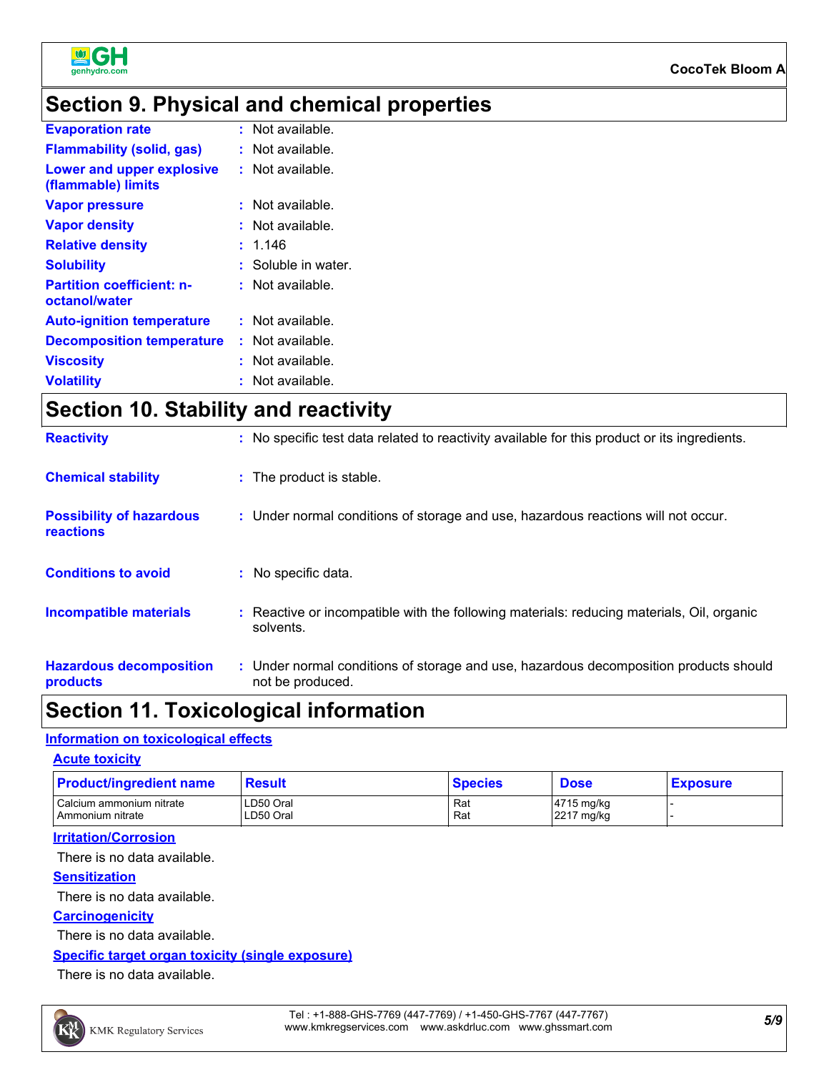## Section 9. Physical and chemical properties

| | |
|---|---|
| **Evaporation rate** | : Not available. |
| **Flammability (solid, gas)** | : Not available. |
| **Lower and upper explosive (flammable) limits** | : Not available. |
| **Vapor pressure** | : Not available. |
| **Vapor density** | : Not available. |
| **Relative density** | : 1.146 |
| **Solubility** | : Soluble in water. |
| **Partition coefficient: n-octanol/water** | : Not available. |
| **Auto-ignition temperature** | : Not available. |
| **Decomposition temperature** | : Not available. |
| **Viscosity** | : Not available. |
| **Volatility** | : Not available. |

## Section 10. Stability and reactivity

| | |
|---|---|
| **Reactivity** | : No specific test data related to reactivity available for this product or its ingredients. |
| **Chemical stability** | : The product is stable. |
| **Possibility of hazardous reactions** | : Under normal conditions of storage and use, hazardous reactions will not occur. |
| **Conditions to avoid** | : No specific data. |
| **Incompatible materials** | : Reactive or incompatible with the following materials: reducing materials, Oil, organic solvents. |
| **Hazardous decomposition products** | : Under normal conditions of storage and use, hazardous decomposition products should not be produced. |

## Section 11. Toxicological information

**Information on toxicological effects**

**Acute toxicity**

| Product/ingredient name | Result | Species | Dose | Exposure |
|---|---|---|---|---|
| Calcium ammonium nitrate | LD50 Oral | Rat | 4715 mg/kg | - |
| Ammonium nitrate | LD50 Oral | Rat | 2217 mg/kg | - |

**Irritation/Corrosion**

There is no data available.

**Sensitization**

There is no data available.

**Carcinogenicity**

There is no data available.

**Specific target organ toxicity (single exposure)**

There is no data available.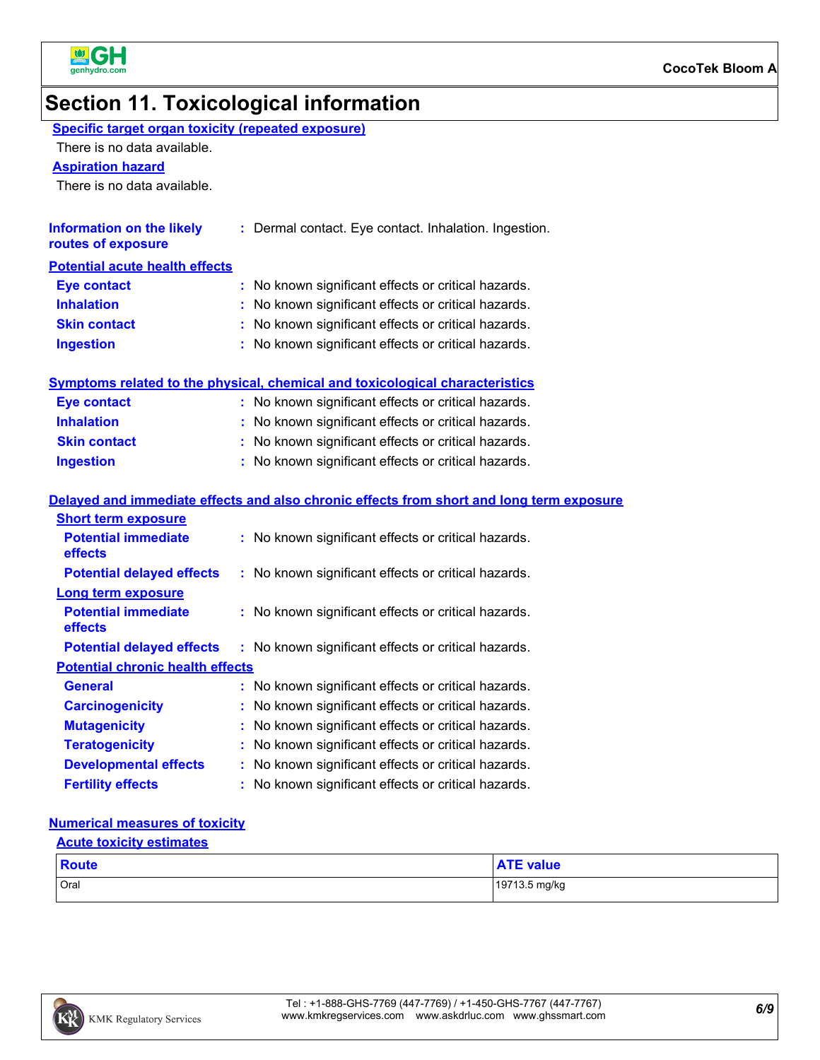## Section 11. Toxicological information

**Specific target organ toxicity (repeated exposure)**

There is no data available.

**Aspiration hazard**

There is no data available.

**Information on the likely routes of exposure** : Dermal contact. Eye contact. Inhalation. Ingestion.

**Potential acute health effects**

| | |
|---|---|
| **Eye contact** | : No known significant effects or critical hazards. |
| **Inhalation** | : No known significant effects or critical hazards. |
| **Skin contact** | : No known significant effects or critical hazards. |
| **Ingestion** | : No known significant effects or critical hazards. |

**Symptoms related to the physical, chemical and toxicological characteristics**

| | |
|---|---|
| **Eye contact** | : No known significant effects or critical hazards. |
| **Inhalation** | : No known significant effects or critical hazards. |
| **Skin contact** | : No known significant effects or critical hazards. |
| **Ingestion** | : No known significant effects or critical hazards. |

**Delayed and immediate effects and also chronic effects from short and long term exposure**

**Short term exposure**

| | |
|---|---|
| **Potential immediate effects** | : No known significant effects or critical hazards. |
| **Potential delayed effects** | : No known significant effects or critical hazards. |

**Long term exposure**

| | |
|---|---|
| **Potential immediate effects** | : No known significant effects or critical hazards. |
| **Potential delayed effects** | : No known significant effects or critical hazards. |

**Potential chronic health effects**

| | |
|---|---|
| **General** | : No known significant effects or critical hazards. |
| **Carcinogenicity** | : No known significant effects or critical hazards. |
| **Mutagenicity** | : No known significant effects or critical hazards. |
| **Teratogenicity** | : No known significant effects or critical hazards. |
| **Developmental effects** | : No known significant effects or critical hazards. |
| **Fertility effects** | : No known significant effects or critical hazards. |

**Numerical measures of toxicity**

**Acute toxicity estimates**

| Route | ATE value |
|---|---|
| Oral | 19713.5 mg/kg |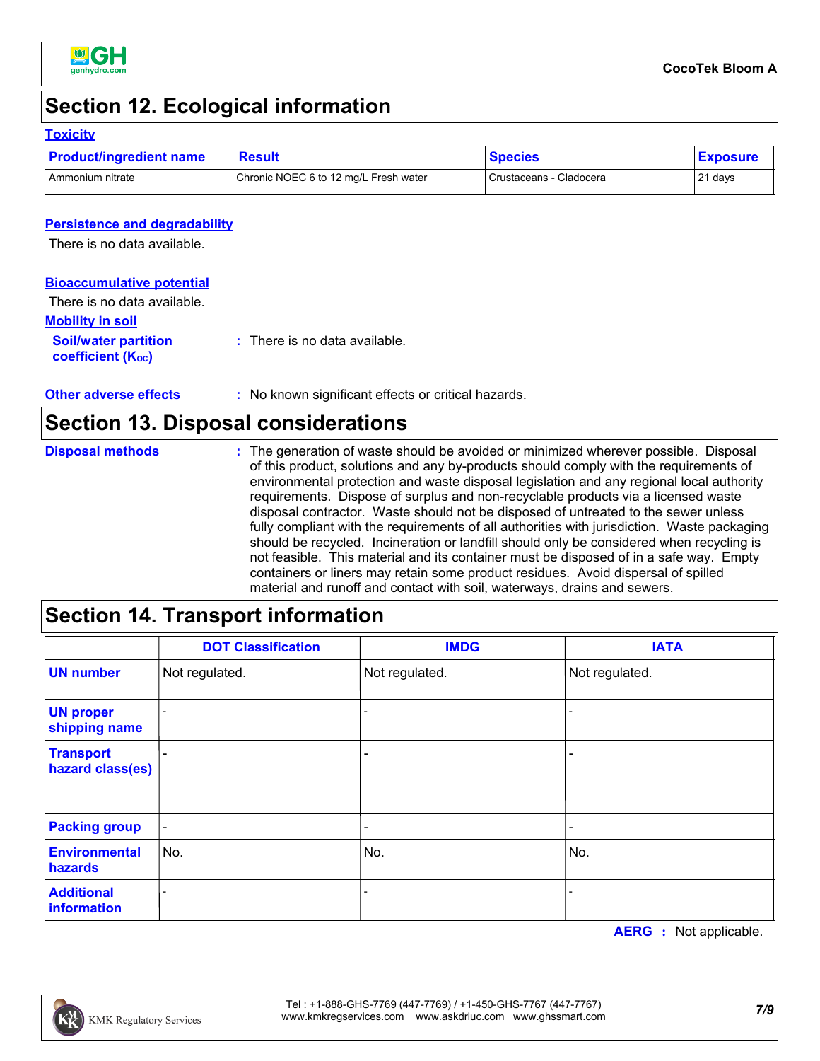## Section 12. Ecological information

### Toxicity

| Product/ingredient name | Result | Species | Exposure |
|---|---|---|---|
| Ammonium nitrate | Chronic NOEC 6 to 12 mg/L Fresh water | Crustaceans - Cladocera | 21 days |

### Persistence and degradability

There is no data available.

### Bioaccumulative potential

There is no data available.

### Mobility in soil

**Soil/water partition coefficient ($K_{OC}$)** : There is no data available.

**Other adverse effects** : No known significant effects or critical hazards.

## Section 13. Disposal considerations

**Disposal methods** : The generation of waste should be avoided or minimized wherever possible. Disposal of this product, solutions and any by-products should comply with the requirements of environmental protection and waste disposal legislation and any regional local authority requirements. Dispose of surplus and non-recyclable products via a licensed waste disposal contractor. Waste should not be disposed of untreated to the sewer unless fully compliant with the requirements of all authorities with jurisdiction. Waste packaging should be recycled. Incineration or landfill should only be considered when recycling is not feasible. This material and its container must be disposed of in a safe way. Empty containers or liners may retain some product residues. Avoid dispersal of spilled material and runoff and contact with soil, waterways, drains and sewers.

## Section 14. Transport information

| | DOT Classification | IMDG | IATA |
|---|---|---|---|
| **UN number** | Not regulated. | Not regulated. | Not regulated. |
| **UN proper shipping name** | - | - | - |
| **Transport hazard class(es)** | - | - | - |
| **Packing group** | - | - | - |
| **Environmental hazards** | No. | No. | No. |
| **Additional information** | - | - | - |

**AERG** : Not applicable.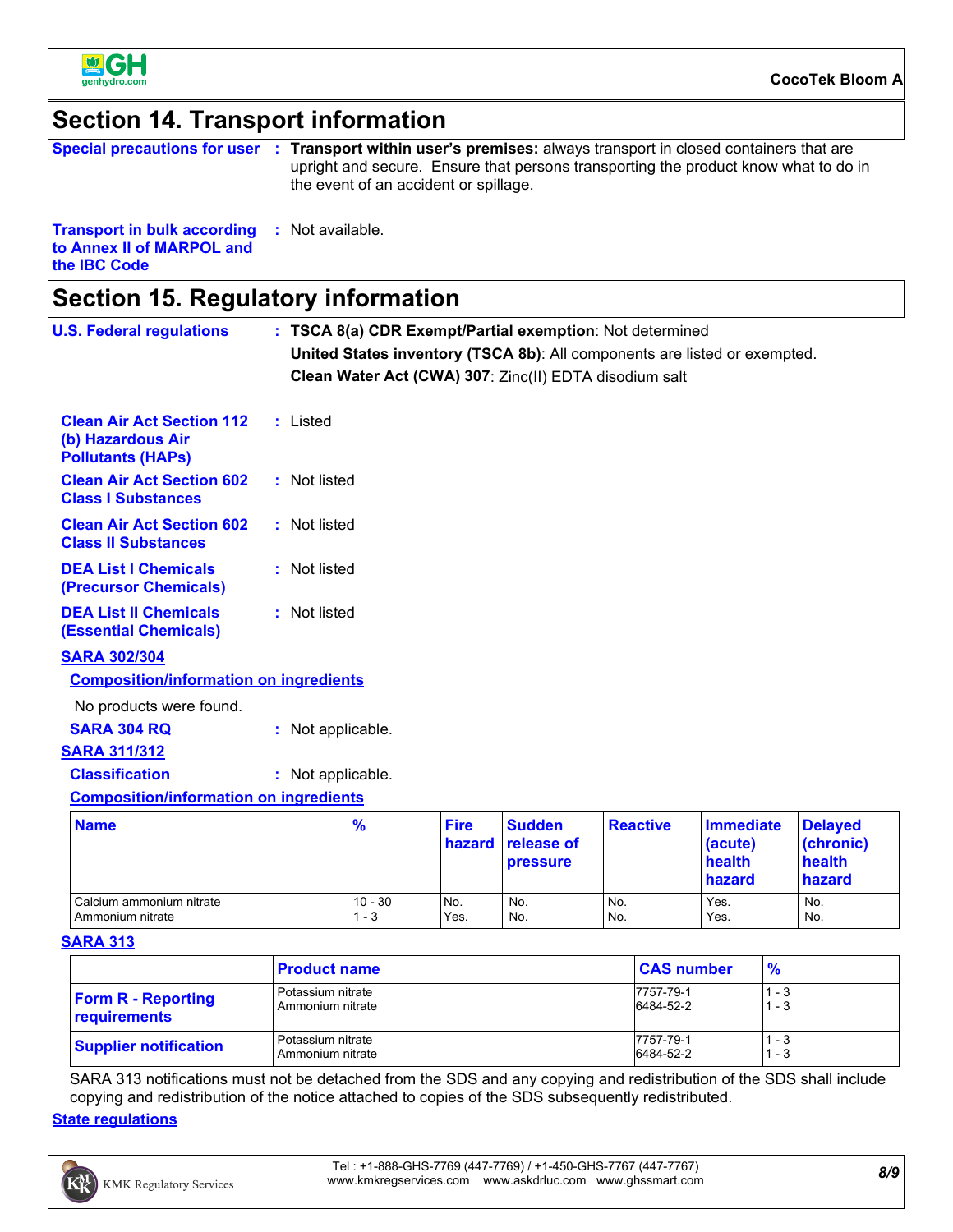## Section 14. Transport information

**Special precautions for user** : **Transport within user's premises:** always transport in closed containers that are upright and secure. Ensure that persons transporting the product know what to do in the event of an accident or spillage.

**Transport in bulk according to Annex II of MARPOL and the IBC Code** : Not available.

## Section 15. Regulatory information

**U.S. Federal regulations** : **TSCA 8(a) CDR Exempt/Partial exemption**: Not determined

**United States inventory (TSCA 8b)**: All components are listed or exempted.

**Clean Water Act (CWA) 307**: Zinc(II) EDTA disodium salt

**Clean Air Act Section 112 (b) Hazardous Air Pollutants (HAPs)** : Listed

**Clean Air Act Section 602 Class I Substances** : Not listed

**Clean Air Act Section 602 Class II Substances** : Not listed

**DEA List I Chemicals (Precursor Chemicals)** : Not listed

**DEA List II Chemicals (Essential Chemicals)** : Not listed

**SARA 302/304**

**Composition/information on ingredients**

No products were found.

**SARA 304 RQ** : Not applicable.

**SARA 311/312**

**Classification** : Not applicable.

**Composition/information on ingredients**

| Name | % | Fire hazard | Sudden release of pressure | Reactive | Immediate (acute) health hazard | Delayed (chronic) health hazard |
|---|---|---|---|---|---|---|
| Calcium ammonium nitrate | 10 - 30 | No. | No. | No. | Yes. | No. |
| Ammonium nitrate | 1 - 3 | Yes. | No. | No. | Yes. | No. |

**SARA 313**

| | Product name | CAS number | % |
|---|---|---|---|
| **Form R - Reporting requirements** | Potassium nitrate<br>Ammonium nitrate | 7757-79-1<br>6484-52-2 | 1 - 3<br>1 - 3 |
| **Supplier notification** | Potassium nitrate<br>Ammonium nitrate | 7757-79-1<br>6484-52-2 | 1 - 3<br>1 - 3 |

SARA 313 notifications must not be detached from the SDS and any copying and redistribution of the SDS shall include copying and redistribution of the notice attached to copies of the SDS subsequently redistributed.

**State regulations**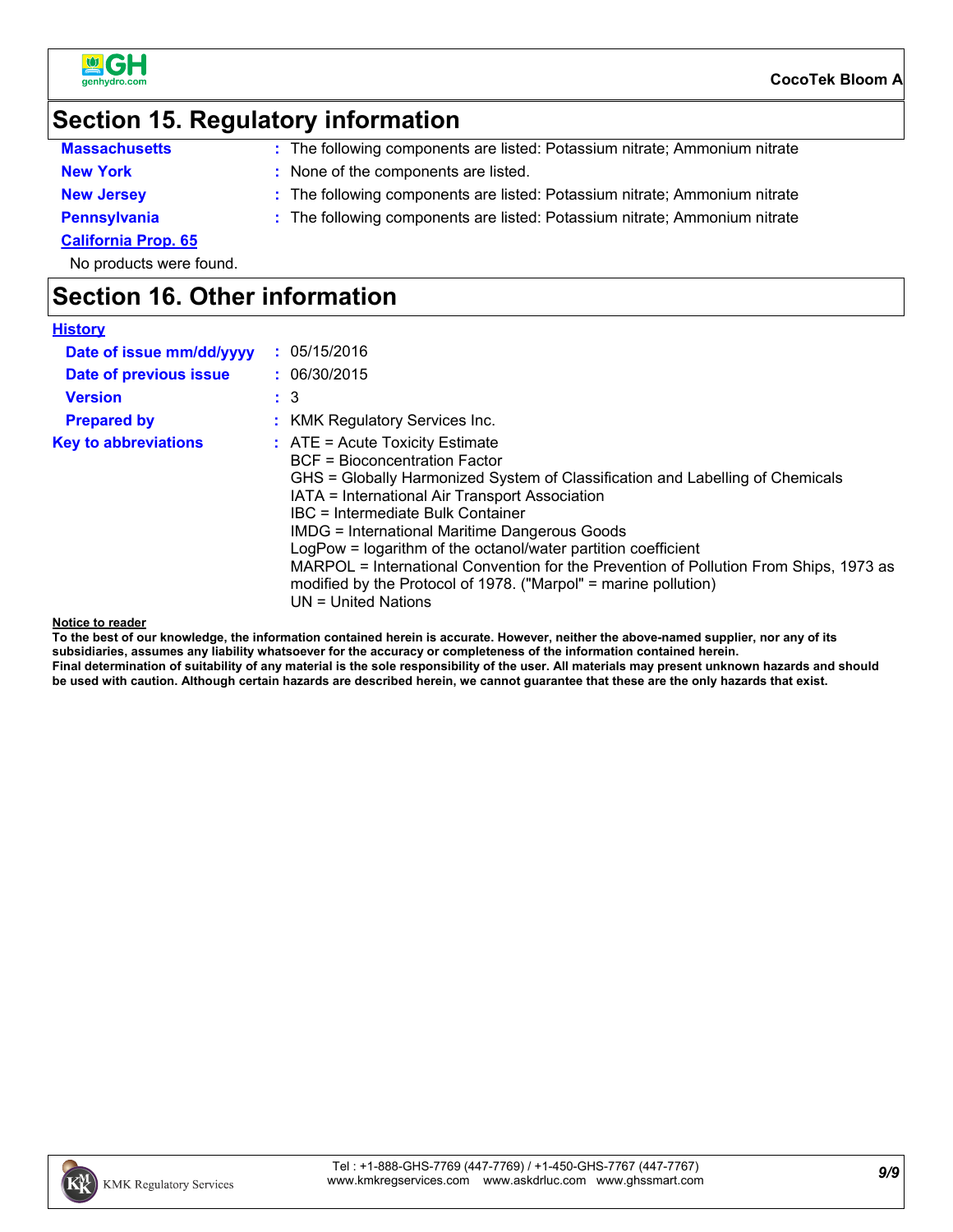## Section 15. Regulatory information

**Massachusetts** : The following components are listed: Potassium nitrate; Ammonium nitrate

**New York** : None of the components are listed.

**New Jersey** : The following components are listed: Potassium nitrate; Ammonium nitrate

**Pennsylvania** : The following components are listed: Potassium nitrate; Ammonium nitrate

**California Prop. 65**

No products were found.

## Section 16. Other information

**History**

**Date of issue mm/dd/yyyy** : 05/15/2016

**Date of previous issue** : 06/30/2015

**Version** : 3

**Prepared by** : KMK Regulatory Services Inc.

**Key to abbreviations** : ATE = Acute Toxicity Estimate
BCF = Bioconcentration Factor
GHS = Globally Harmonized System of Classification and Labelling of Chemicals
IATA = International Air Transport Association
IBC = Intermediate Bulk Container
IMDG = International Maritime Dangerous Goods
LogPow = logarithm of the octanol/water partition coefficient
MARPOL = International Convention for the Prevention of Pollution From Ships, 1973 as modified by the Protocol of 1978. ("Marpol" = marine pollution)
UN = United Nations

**Notice to reader**

**To the best of our knowledge, the information contained herein is accurate. However, neither the above-named supplier, nor any of its subsidiaries, assumes any liability whatsoever for the accuracy or completeness of the information contained herein.**
**Final determination of suitability of any material is the sole responsibility of the user. All materials may present unknown hazards and should be used with caution. Although certain hazards are described herein, we cannot guarantee that these are the only hazards that exist.**